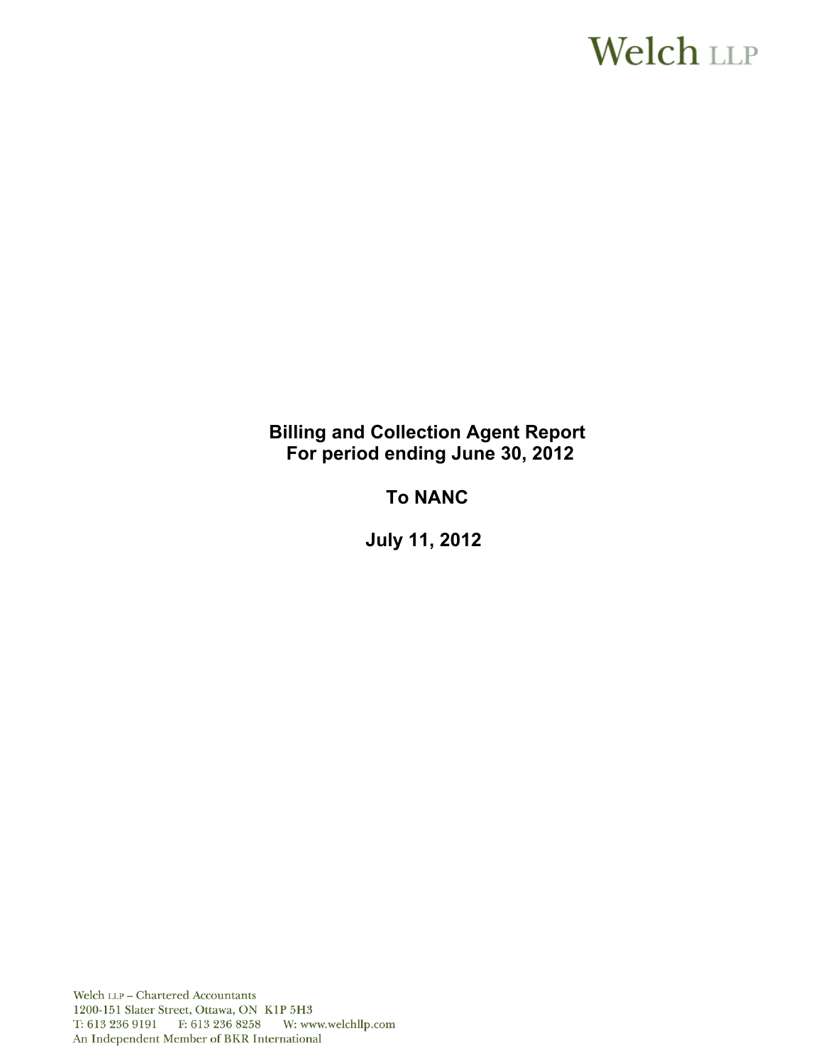# Welch LLP

**Billing and Collection Agent Report**
**For period ending June 30, 2012**

**To NANC**

**July 11, 2012**

Welch LLP – Chartered Accountants
1200-151 Slater Street, Ottawa, ON K1P 5H3
T: 613 236 9191 F: 613 236 8258 W: www.welchllp.com
An Independent Member of BKR International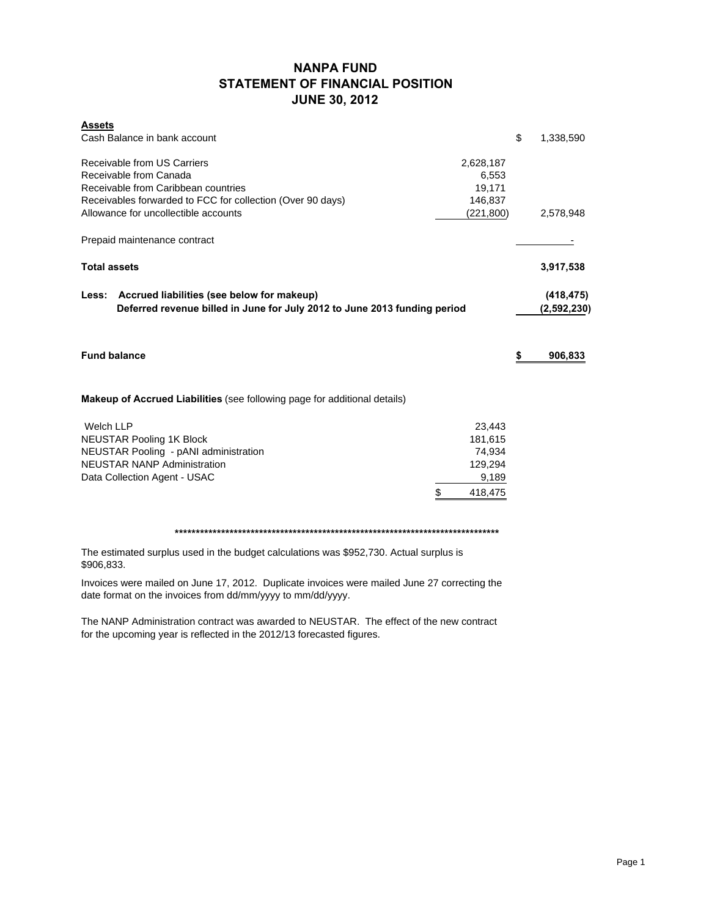# NANPA FUND
## STATEMENT OF FINANCIAL POSITION
## JUNE 30, 2012

| **Assets** | | |
|---|---|---|
| Cash Balance in bank account | | $ 1,338,590 |
| | | |
| Receivable from US Carriers | 2,628,187 | |
| Receivable from Canada | 6,553 | |
| Receivable from Caribbean countries | 19,171 | |
| Receivables forwarded to FCC for collection (Over 90 days) | 146,837 | |
| Allowance for uncollectible accounts | (221,800) | 2,578,948 |
| | | |
| Prepaid maintenance contract | | - |
| | | |
| **Total assets** | | **3,917,538** |
| | | |
| **Less: Accrued liabilities (see below for makeup)** | | **(418,475)** |
| **Deferred revenue billed in June for July 2012 to June 2013 funding period** | | **(2,592,230)** |
| | | |
| **Fund balance** | | **$ 906,833** |

**Makeup of Accrued Liabilities** (see following page for additional details)

| | |
|---|---|
| Welch LLP | 23,443 |
| NEUSTAR Pooling 1K Block | 181,615 |
| NEUSTAR Pooling - pANI administration | 74,934 |
| NEUSTAR NANP Administration | 129,294 |
| Data Collection Agent - USAC | 9,189 |
| | $ 418,475 |

********************************************************************************

The estimated surplus used in the budget calculations was $952,730. Actual surplus is $906,833.

Invoices were mailed on June 17, 2012. Duplicate invoices were mailed June 27 correcting the date format on the invoices from dd/mm/yyyy to mm/dd/yyyy.

The NANP Administration contract was awarded to NEUSTAR. The effect of the new contract for the upcoming year is reflected in the 2012/13 forecasted figures.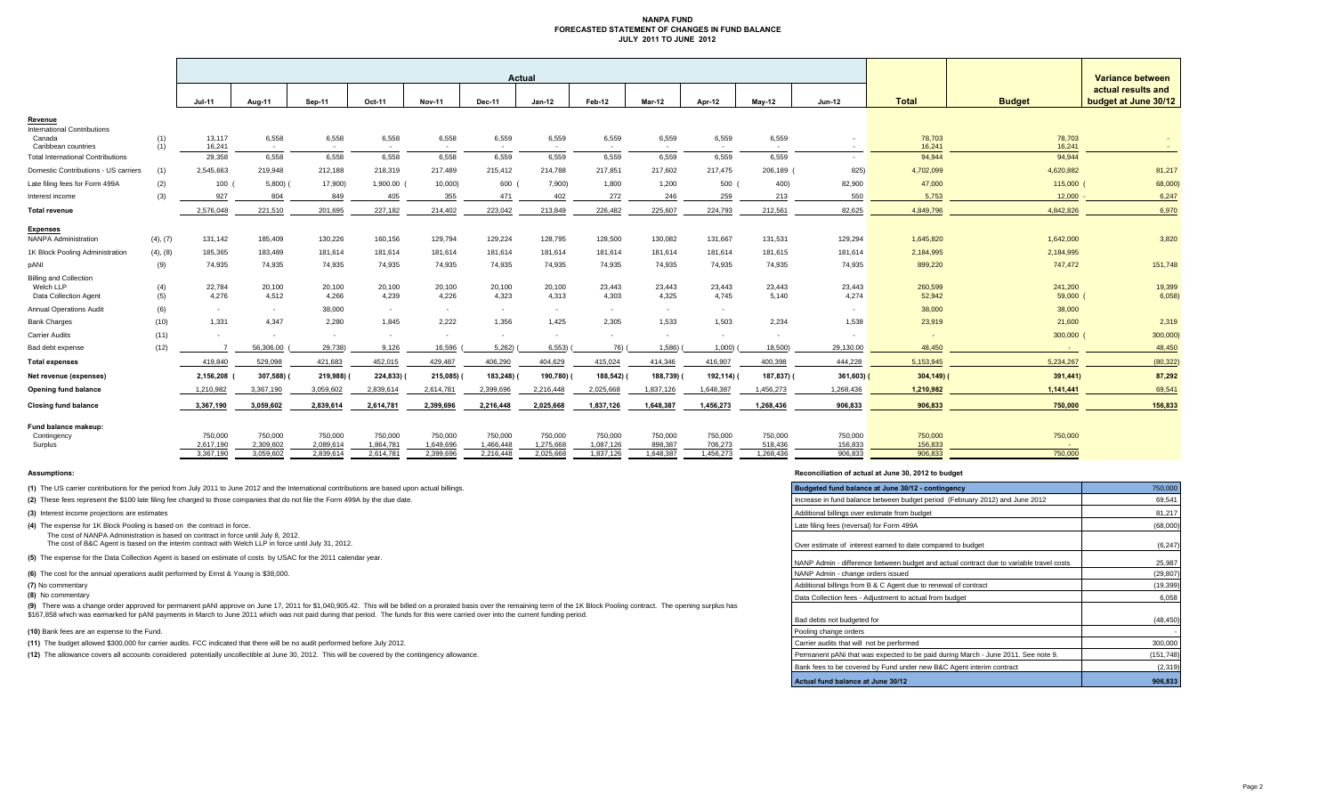# NANPA FUND
## FORECASTED STATEMENT OF CHANGES IN FUND BALANCE
### JULY 2011 TO JUNE 2012

| | | Actual | | | | | | | | | | | | | | Variance between actual results and budget at June 30/12 |
|---|---|---|---|---|---|---|---|---|---|---|---|---|---|---|---|---|
| | | Jul-11 | Aug-11 | Sep-11 | Oct-11 | Nov-11 | Dec-11 | Jan-12 | Feb-12 | Mar-12 | Apr-12 | May-12 | Jun-12 | Total | Budget | |
| **Revenue** | | | | | | | | | | | | | | | | |
| International Contributions | | | | | | | | | | | | | | | | |
| Canada | (1) | 13,117 | 6,558 | 6,558 | 6,558 | 6,558 | 6,559 | 6,559 | 6,559 | 6,559 | 6,559 | 6,559 | - | 78,703 | 78,703 | - |
| Caribbean countries | (1) | 16,241 | - | - | - | - | - | - | - | - | - | - | - | 16,241 | 16,241 | - |
| Total International Contributions | | 29,358 | 6,558 | 6,558 | 6,558 | 6,558 | 6,559 | 6,559 | 6,559 | 6,559 | 6,559 | 6,559 | - | 94,944 | 94,944 | |
| Domestic Contributions - US carriers | (1) | 2,545,663 | 219,948 | 212,188 | 218,319 | 217,489 | 215,412 | 214,788 | 217,851 | 217,602 | 217,475 | 206,189 | (825) | 4,702,099 | 4,620,882 | 81,217 |
| Late filing fees for Form 499A | (2) | 100 | (5,800) | (17,900) | 1,900.00 | (10,000) | 600 | (7,900) | 1,800 | 1,200 | 500 | (400) | 82,900 | 47,000 | 115,000 | (68,000) |
| Interest income | (3) | 927 | 804 | 849 | 405 | 355 | 471 | 402 | 272 | 246 | 259 | 213 | 550 | 5,753 | 12,000 | - 6,247 |
| **Total revenue** | | 2,576,048 | 221,510 | 201,695 | 227,182 | 214,402 | 223,042 | 213,849 | 226,482 | 225,607 | 224,793 | 212,561 | 82,625 | 4,849,796 | 4,842,826 | 6,970 |
| **Expenses** | | | | | | | | | | | | | | | | |
| NANPA Administration | (4), (7) | 131,142 | 185,409 | 130,226 | 160,156 | 129,794 | 129,224 | 128,795 | 128,500 | 130,082 | 131,667 | 131,531 | 129,294 | 1,645,820 | 1,642,000 | 3,820 |
| 1K Block Pooling Administration | (4), (8) | 185,365 | 183,489 | 181,614 | 181,614 | 181,614 | 181,614 | 181,614 | 181,614 | 181,614 | 181,614 | 181,615 | 181,614 | 2,184,995 | 2,184,995 | |
| pANI | (9) | 74,935 | 74,935 | 74,935 | 74,935 | 74,935 | 74,935 | 74,935 | 74,935 | 74,935 | 74,935 | 74,935 | 74,935 | 899,220 | 747,472 | 151,748 |
| Billing and Collection | | | | | | | | | | | | | | | | |
| Welch LLP | (4) | 22,784 | 20,100 | 20,100 | 20,100 | 20,100 | 20,100 | 20,100 | 23,443 | 23,443 | 23,443 | 23,443 | 23,443 | 260,599 | 241,200 | 19,399 |
| Data Collection Agent | (5) | 4,276 | 4,512 | 4,266 | 4,239 | 4,226 | 4,323 | 4,313 | 4,303 | 4,325 | 4,745 | 5,140 | 4,274 | 52,942 | 59,000 | (6,058) |
| Annual Operations Audit | (6) | - | - | 38,000 | - | - | - | - | - | - | - | - | - | 38,000 | 38,000 | |
| Bank Charges | (10) | 1,331 | 4,347 | 2,280 | 1,845 | 2,222 | 1,356 | 1,425 | 2,305 | 1,533 | 1,503 | 2,234 | 1,538 | 23,919 | 21,600 | 2,319 |
| Carrier Audits | (11) | - | - | - | - | - | - | - | - | - | - | - | - | - | 300,000 | (300,000) |
| Bad debt expense | (12) | 7 | 56,306.00 | (29,738) | 9,126 | 16,596 | (5,262) | (6,553) | (76) | (1,586) | (1,000) | (18,500) | 29,130.00 | 48,450 | - | 48,450 |
| **Total expenses** | | 419,840 | 529,098 | 421,683 | 452,015 | 429,487 | 406,290 | 404,629 | 415,024 | 414,346 | 416,907 | 400,398 | 444,228 | 5,153,945 | 5,234,267 | (80,322) |
| **Net revenue (expenses)** | | 2,156,208 | (307,588) | (219,988) | (224,833) | (215,085) | (183,248) | (190,780) | (188,542) | (188,739) | (192,114) | (187,837) | (361,603) | (304,149) | (391,441) | 87,292 |
| **Opening fund balance** | | 1,210,982 | 3,367,190 | 3,059,602 | 2,839,614 | 2,614,781 | 2,399,696 | 2,216,448 | 2,025,668 | 1,837,126 | 1,648,387 | 1,456,273 | 1,268,436 | 1,210,982 | 1,141,441 | 69,541 |
| **Closing fund balance** | | 3,367,190 | 3,059,602 | 2,839,614 | 2,614,781 | 2,399,696 | 2,216,448 | 2,025,668 | 1,837,126 | 1,648,387 | 1,456,273 | 1,268,436 | 906,833 | 906,833 | 750,000 | 156,833 |
| **Fund balance makeup:** | | | | | | | | | | | | | | | | |
| Contingency | | 750,000 | 750,000 | 750,000 | 750,000 | 750,000 | 750,000 | 750,000 | 750,000 | 750,000 | 750,000 | 750,000 | 750,000 | 750,000 | 750,000 | |
| Surplus | | 2,617,190 | 2,309,602 | 2,089,614 | 1,864,781 | 1,649,696 | 1,466,448 | 1,275,668 | 1,087,126 | 898,387 | 706,273 | 518,436 | 156,833 | 156,833 | - | |
| | | 3,367,190 | 3,059,602 | 2,839,614 | 2,614,781 | 2,399,696 | 2,216,448 | 2,025,668 | 1,837,126 | 1,648,387 | 1,456,273 | 1,268,436 | 906,833 | 906,833 | 750,000 | |

**Assumptions:**

**(1)** The US carrier contributions for the period from July 2011 to June 2012 and the International contributions are based upon actual billings.

**(2)** These fees represent the $100 late filing fee charged to those companies that do not file the Form 499A by the due date.

**(3)** Interest income projections are estimates

**(4)** The expense for 1K Block Pooling is based on the contract in force.
The cost of NANPA Administration is based on contract in force until July 8, 2012.
The cost of B&C Agent is based on the interim contract with Welch LLP in force until July 31, 2012.

**(5)** The expense for the Data Collection Agent is based on estimate of costs by USAC for the 2011 calendar year.

**(6)** The cost for the annual operations audit performed by Ernst & Young is $38,000.

**(7)** No commentary

**(8)** No commentary

**(9)** There was a change order approved for permanent pANI approve on June 17, 2011 for $1,040,905.42. This will be billed on a prorated basis over the remaining term of the 1K Block Pooling contract. The opening surplus has $167,858 which was earmarked for pANI payments in March to June 2011 which was not paid during that period. The funds for this were carried over into the current funding period.

**(10)** Bank fees are an expense to the Fund.

**(11)** The budget allowed $300,000 for carrier audits. FCC indicated that there will be no audit performed before July 2012.

**(12)** The allowance covers all accounts considered potentially uncollectible at June 30, 2012. This will be covered by the contingency allowance.

**Reconciliation of actual at June 30, 2012 to budget**

| Budgeted fund balance at June 30/12 - contingency | 750,000 |
|---|---|
| Increase in fund balance between budget period (February 2012) and June 2012 | 69,541 |
| Additional billings over estimate from budget | 81,217 |
| Late filing fees (reversal) for Form 499A | (68,000) |
| Over estimate of interest earned to date compared to budget | (6,247) |
| NANP Admin - difference between budget and actual contract due to variable travel costs | 25,987 |
| NANP Admin - change orders issued | (29,807) |
| Additional billings from B & C Agent due to renewal of contract | (19,399) |
| Data Collection fees - Adjustment to actual from budget | 6,058 |
| Bad debts not budgeted for | (48,450) |
| Pooling change orders | - |
| Carrier audits that will not be performed | 300,000 |
| Permanent pANi that was expected to be paid during March - June 2011. See note 9. | (151,748) |
| Bank fees to be covered by Fund under new B&C Agent interim contract | (2,319) |
| **Actual fund balance at June 30/12** | **906,833** |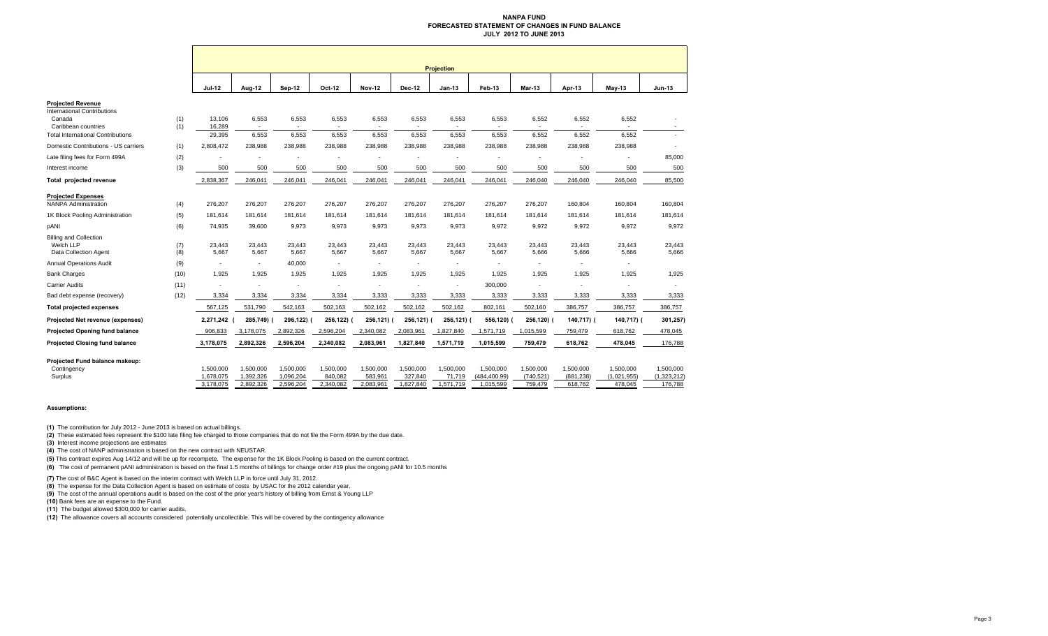# NANPA FUND
## FORECASTED STATEMENT OF CHANGES IN FUND BALANCE
### JULY 2012 TO JUNE 2013

| | | Projection | | | | | | | | | | | |
|---|---|---|---|---|---|---|---|---|---|---|---|---|---|
| | | Jul-12 | Aug-12 | Sep-12 | Oct-12 | Nov-12 | Dec-12 | Jan-13 | Feb-13 | Mar-13 | Apr-13 | May-13 | Jun-13 |
| **Projected Revenue** | | | | | | | | | | | | | |
| International Contributions | | | | | | | | | | | | | |
| Canada | (1) | 13,106 | 6,553 | 6,553 | 6,553 | 6,553 | 6,553 | 6,553 | 6,553 | 6,552 | 6,552 | 6,552 | - |
| Caribbean countries | (1) | 16,289 | - | - | - | - | - | - | - | - | - | - | - |
| Total International Contributions | | 29,395 | 6,553 | 6,553 | 6,553 | 6,553 | 6,553 | 6,553 | 6,553 | 6,552 | 6,552 | 6,552 | - |
| Domestic Contributions - US carriers | (1) | 2,808,472 | 238,988 | 238,988 | 238,988 | 238,988 | 238,988 | 238,988 | 238,988 | 238,988 | 238,988 | 238,988 | - |
| Late filing fees for Form 499A | (2) | - | - | - | - | - | - | - | - | - | - | - | 85,000 |
| Interest income | (3) | 500 | 500 | 500 | 500 | 500 | 500 | 500 | 500 | 500 | 500 | 500 | 500 |
| **Total projected revenue** | | 2,838,367 | 246,041 | 246,041 | 246,041 | 246,041 | 246,041 | 246,041 | 246,041 | 246,040 | 246,040 | 246,040 | 85,500 |
| **Projected Expenses** | | | | | | | | | | | | | |
| NANPA Administration | (4) | 276,207 | 276,207 | 276,207 | 276,207 | 276,207 | 276,207 | 276,207 | 276,207 | 276,207 | 160,804 | 160,804 | 160,804 |
| 1K Block Pooling Administration | (5) | 181,614 | 181,614 | 181,614 | 181,614 | 181,614 | 181,614 | 181,614 | 181,614 | 181,614 | 181,614 | 181,614 | 181,614 |
| pANI | (6) | 74,935 | 39,600 | 9,973 | 9,973 | 9,973 | 9,973 | 9,973 | 9,972 | 9,972 | 9,972 | 9,972 | 9,972 |
| Billing and Collection | | | | | | | | | | | | | |
| Welch LLP | (7) | 23,443 | 23,443 | 23,443 | 23,443 | 23,443 | 23,443 | 23,443 | 23,443 | 23,443 | 23,443 | 23,443 | 23,443 |
| Data Collection Agent | (8) | 5,667 | 5,667 | 5,667 | 5,667 | 5,667 | 5,667 | 5,667 | 5,667 | 5,666 | 5,666 | 5,666 | 5,666 |
| Annual Operations Audit | (9) | - | - | 40,000 | - | - | - | - | - | - | - | - | - |
| Bank Charges | (10) | 1,925 | 1,925 | 1,925 | 1,925 | 1,925 | 1,925 | 1,925 | 1,925 | 1,925 | 1,925 | 1,925 | 1,925 |
| Carrier Audits | (11) | - | - | - | - | - | - | - | 300,000 | - | - | - | - |
| Bad debt expense (recovery) | (12) | 3,334 | 3,334 | 3,334 | 3,334 | 3,333 | 3,333 | 3,333 | 3,333 | 3,333 | 3,333 | 3,333 | 3,333 |
| **Total projected expenses** | | 567,125 | 531,790 | 542,163 | 502,163 | 502,162 | 502,162 | 502,162 | 802,161 | 502,160 | 386,757 | 386,757 | 386,757 |
| **Projected Net revenue (expenses)** | | 2,271,242 | (285,749) | (296,122) | (256,122) | (256,121) | (256,121) | (256,121) | (556,120) | (256,120) | (140,717) | (140,717) | (301,257) |
| **Projected Opening fund balance** | | 906,833 | 3,178,075 | 2,892,326 | 2,596,204 | 2,340,082 | 2,083,961 | 1,827,840 | 1,571,719 | 1,015,599 | 759,479 | 618,762 | 478,045 |
| **Projected Closing fund balance** | | 3,178,075 | 2,892,326 | 2,596,204 | 2,340,082 | 2,083,961 | 1,827,840 | 1,571,719 | 1,015,599 | 759,479 | 618,762 | 478,045 | 176,788 |
| **Projected Fund balance makeup:** | | | | | | | | | | | | | |
| Contingency | | 1,500,000 | 1,500,000 | 1,500,000 | 1,500,000 | 1,500,000 | 1,500,000 | 1,500,000 | 1,500,000 | 1,500,000 | 1,500,000 | 1,500,000 | 1,500,000 |
| Surplus | | 1,678,075 | 1,392,326 | 1,096,204 | 840,082 | 583,961 | 327,840 | 71,719 | (484,400.99) | (740,521) | (881,238) | (1,021,955) | (1,323,212) |
| | | 3,178,075 | 2,892,326 | 2,596,204 | 2,340,082 | 2,083,961 | 1,827,840 | 1,571,719 | 1,015,599 | 759,479 | 618,762 | 478,045 | 176,788 |

**Assumptions:**

**(1)** The contribution for July 2012 - June 2013 is based on actual billings.

**(2)** These estimated fees represent the $100 late filing fee charged to those companies that do not file the Form 499A by the due date.

**(3)** Interest income projections are estimates

**(4)** The cost of NANP administration is based on the new contract with NEUSTAR.

**(5)** This contract expires Aug 14/12 and will be up for recompete. The expense for the 1K Block Pooling is based on the current contract.

**(6)** The cost of permanent pANI administration is based on the final 1.5 months of billings for change order #19 plus the ongoing pANI for 10.5 months

**(7)** The cost of B&C Agent is based on the interim contract with Welch LLP in force until July 31, 2012.

**(8)** The expense for the Data Collection Agent is based on estimate of costs by USAC for the 2012 calendar year.

**(9)** The cost of the annual operations audit is based on the cost of the prior year's history of billing from Ernst & Young LLP

**(10)** Bank fees are an expense to the Fund.

**(11)** The budget allowed $300,000 for carrier audits.

**(12)** The allowance covers all accounts considered potentially uncollectible. This will be covered by the contingency allowance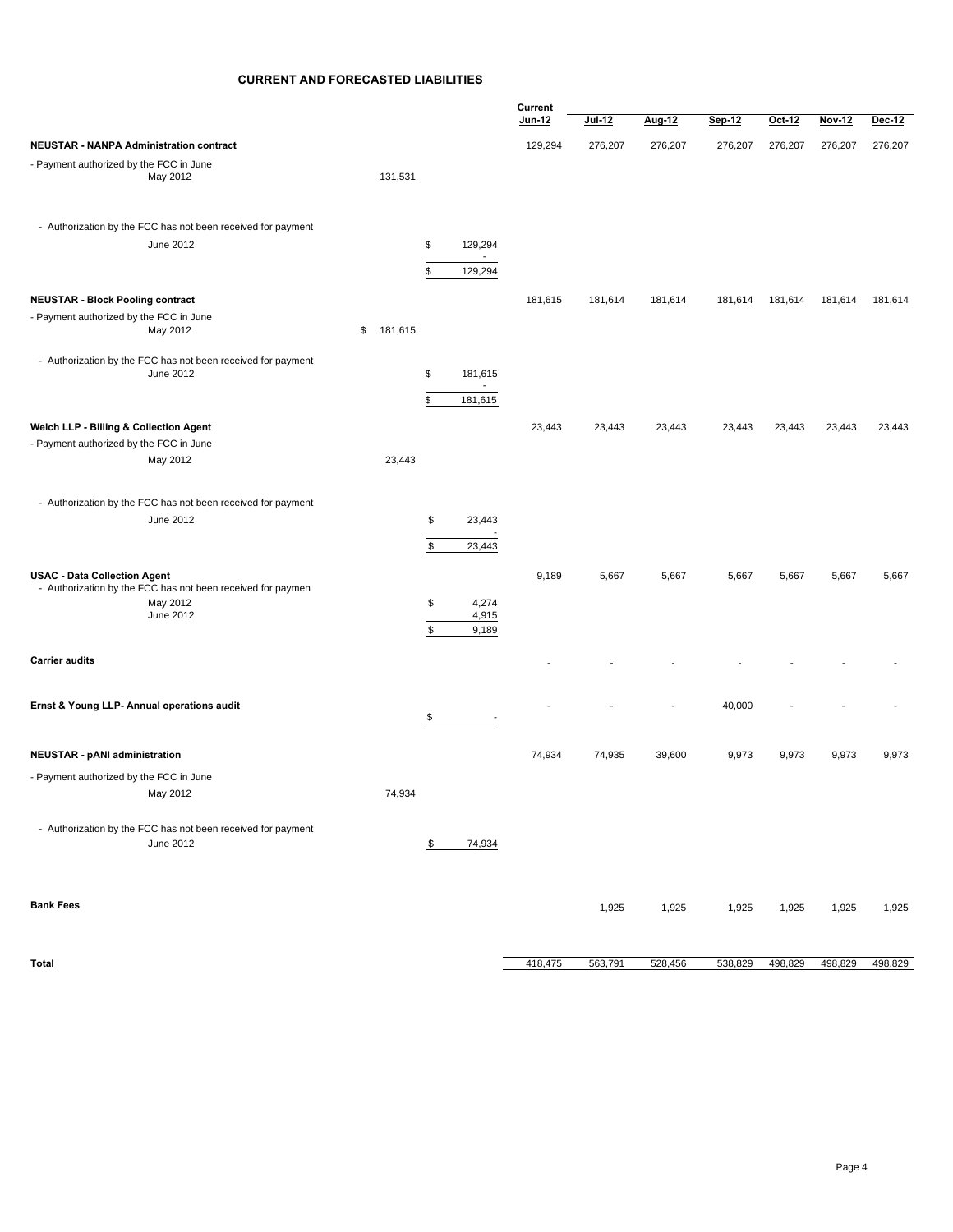## CURRENT AND FORECASTED LIABILITIES

| | | | Current Jun-12 | Jul-12 | Aug-12 | Sep-12 | Oct-12 | Nov-12 | Dec-12 |
|---|---|---|---|---|---|---|---|---|---|
| **NEUSTAR - NANPA Administration contract** | | | 129,294 | 276,207 | 276,207 | 276,207 | 276,207 | 276,207 | 276,207 |
| - Payment authorized by the FCC in June | | | | | | | | | |
| May 2012 | 131,531 | | | | | | | | |
| - Authorization by the FCC has not been received for payment | | | | | | | | | |
| June 2012 | | $ 129,294 | | | | | | | |
| | | - | | | | | | | |
| | | $ 129,294 | | | | | | | |
| **NEUSTAR - Block Pooling contract** | | | 181,615 | 181,614 | 181,614 | 181,614 | 181,614 | 181,614 | 181,614 |
| - Payment authorized by the FCC in June | | | | | | | | | |
| May 2012 | $ 181,615 | | | | | | | | |
| - Authorization by the FCC has not been received for payment | | | | | | | | | |
| June 2012 | | $ 181,615 | | | | | | | |
| | | - | | | | | | | |
| | | $ 181,615 | | | | | | | |
| **Welch LLP - Billing & Collection Agent** | | | 23,443 | 23,443 | 23,443 | 23,443 | 23,443 | 23,443 | 23,443 |
| - Payment authorized by the FCC in June | | | | | | | | | |
| May 2012 | 23,443 | | | | | | | | |
| - Authorization by the FCC has not been received for payment | | | | | | | | | |
| June 2012 | | $ 23,443 | | | | | | | |
| | | - | | | | | | | |
| | | $ 23,443 | | | | | | | |
| **USAC - Data Collection Agent** | | | 9,189 | 5,667 | 5,667 | 5,667 | 5,667 | 5,667 | 5,667 |
| - Authorization by the FCC has not been received for paymen | | | | | | | | | |
| May 2012 | | $ 4,274 | | | | | | | |
| June 2012 | | 4,915 | | | | | | | |
| | | $ 9,189 | | | | | | | |
| **Carrier audits** | | | - | - | - | - | - | - | - |
| **Ernst & Young LLP- Annual operations audit** | | $ - | - | - | - | 40,000 | - | - | - |
| **NEUSTAR - pANI administration** | | | 74,934 | 74,935 | 39,600 | 9,973 | 9,973 | 9,973 | 9,973 |
| - Payment authorized by the FCC in June | | | | | | | | | |
| May 2012 | 74,934 | | | | | | | | |
| - Authorization by the FCC has not been received for payment | | | | | | | | | |
| June 2012 | | $ 74,934 | | | | | | | |
| **Bank Fees** | | | | 1,925 | 1,925 | 1,925 | 1,925 | 1,925 | 1,925 |
| **Total** | | | 418,475 | 563,791 | 528,456 | 538,829 | 498,829 | 498,829 | 498,829 |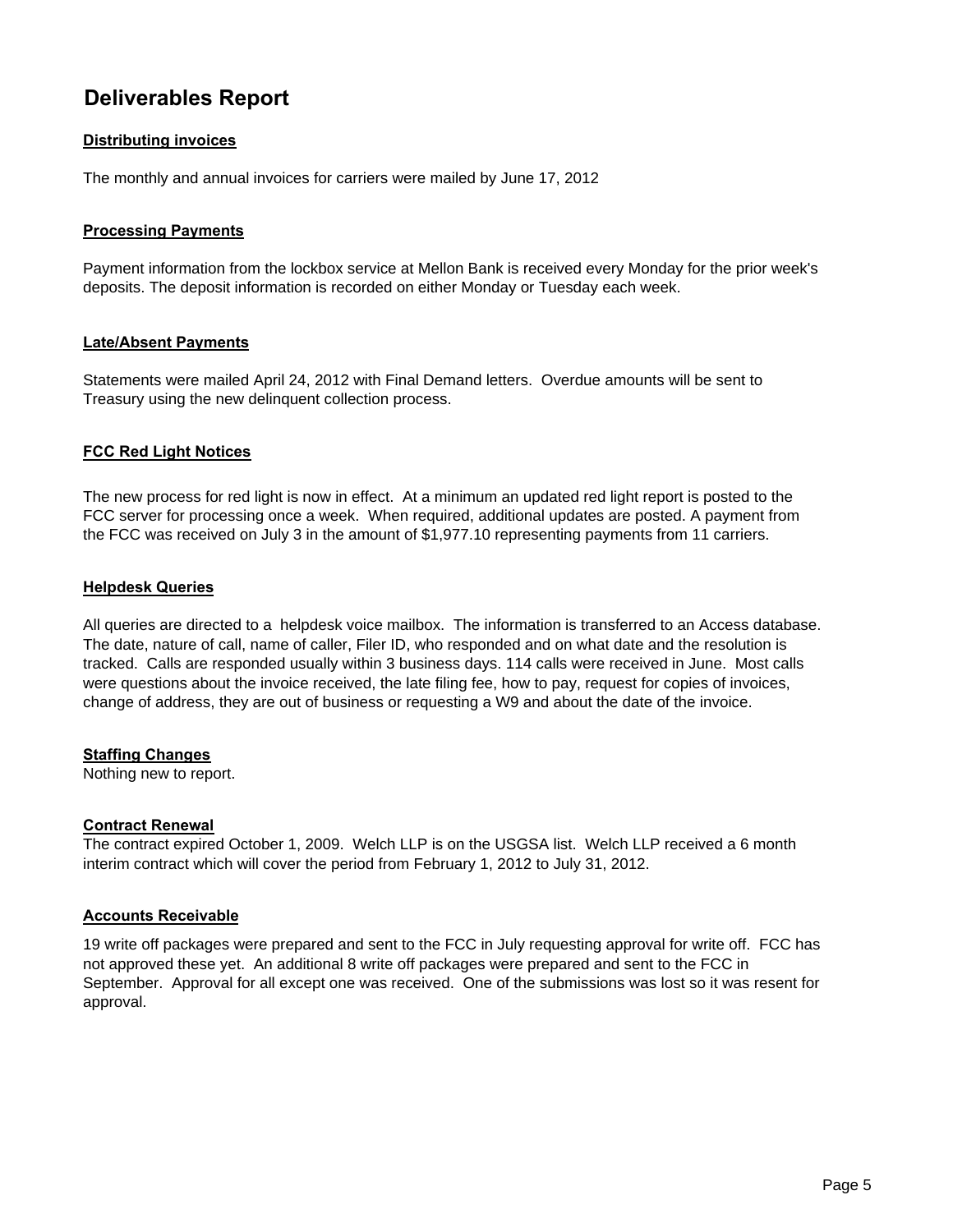# Deliverables Report

## Distributing invoices

The monthly and annual invoices for carriers were mailed by June 17, 2012

## Processing Payments

Payment information from the lockbox service at Mellon Bank is received every Monday for the prior week's deposits. The deposit information is recorded on either Monday or Tuesday each week.

## Late/Absent Payments

Statements were mailed April 24, 2012 with Final Demand letters. Overdue amounts will be sent to Treasury using the new delinquent collection process.

## FCC Red Light Notices

The new process for red light is now in effect. At a minimum an updated red light report is posted to the FCC server for processing once a week. When required, additional updates are posted. A payment from the FCC was received on July 3 in the amount of $1,977.10 representing payments from 11 carriers.

## Helpdesk Queries

All queries are directed to a helpdesk voice mailbox. The information is transferred to an Access database. The date, nature of call, name of caller, Filer ID, who responded and on what date and the resolution is tracked. Calls are responded usually within 3 business days. 114 calls were received in June. Most calls were questions about the invoice received, the late filing fee, how to pay, request for copies of invoices, change of address, they are out of business or requesting a W9 and about the date of the invoice.

## Staffing Changes

Nothing new to report.

## Contract Renewal

The contract expired October 1, 2009. Welch LLP is on the USGSA list. Welch LLP received a 6 month interim contract which will cover the period from February 1, 2012 to July 31, 2012.

## Accounts Receivable

19 write off packages were prepared and sent to the FCC in July requesting approval for write off. FCC has not approved these yet. An additional 8 write off packages were prepared and sent to the FCC in September. Approval for all except one was received. One of the submissions was lost so it was resent for approval.